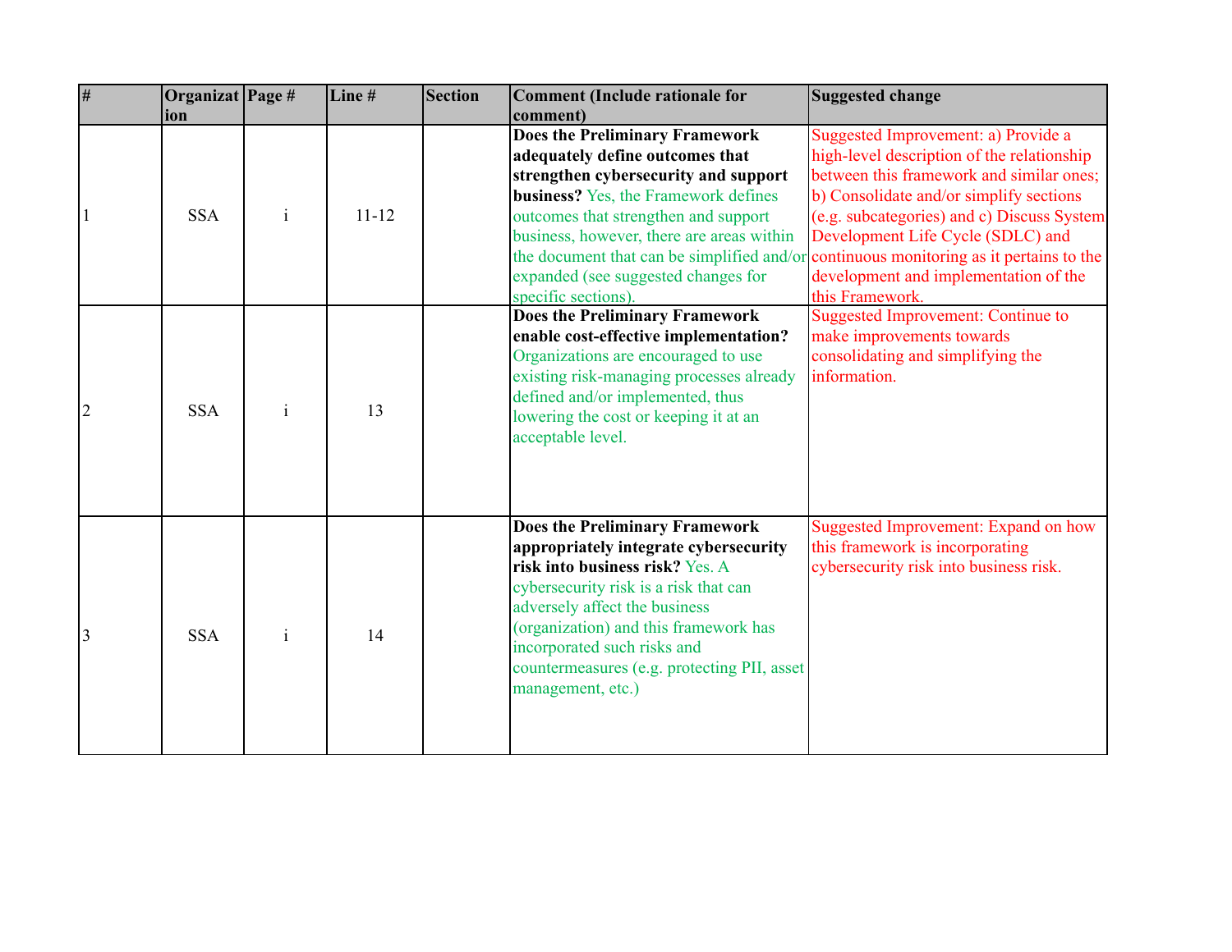| # | Organization | Page # | Line # | Section | Comment (Include rationale for comment) | Suggested change |
|---|---|---|---|---|---|---|
| 1 | SSA | i | 11-12 | | **Does the Preliminary Framework adequately define outcomes that strengthen cybersecurity and support business?** Yes, the Framework defines outcomes that strengthen and support business, however, there are areas within the document that can be simplified and/or expanded (see suggested changes for specific sections). | Suggested Improvement: a) Provide a high-level description of the relationship between this framework and similar ones; b) Consolidate and/or simplify sections (e.g. subcategories) and c) Discuss System Development Life Cycle (SDLC) and continuous monitoring as it pertains to the development and implementation of the this Framework. |
| 2 | SSA | i | 13 | | **Does the Preliminary Framework enable cost-effective implementation?** Organizations are encouraged to use existing risk-managing processes already defined and/or implemented, thus lowering the cost or keeping it at an acceptable level. | Suggested Improvement: Continue to make improvements towards consolidating and simplifying the information. |
| 3 | SSA | i | 14 | | **Does the Preliminary Framework appropriately integrate cybersecurity risk into business risk?** Yes. A cybersecurity risk is a risk that can adversely affect the business (organization) and this framework has incorporated such risks and countermeasures (e.g. protecting PII, asset management, etc.) | Suggested Improvement: Expand on how this framework is incorporating cybersecurity risk into business risk. |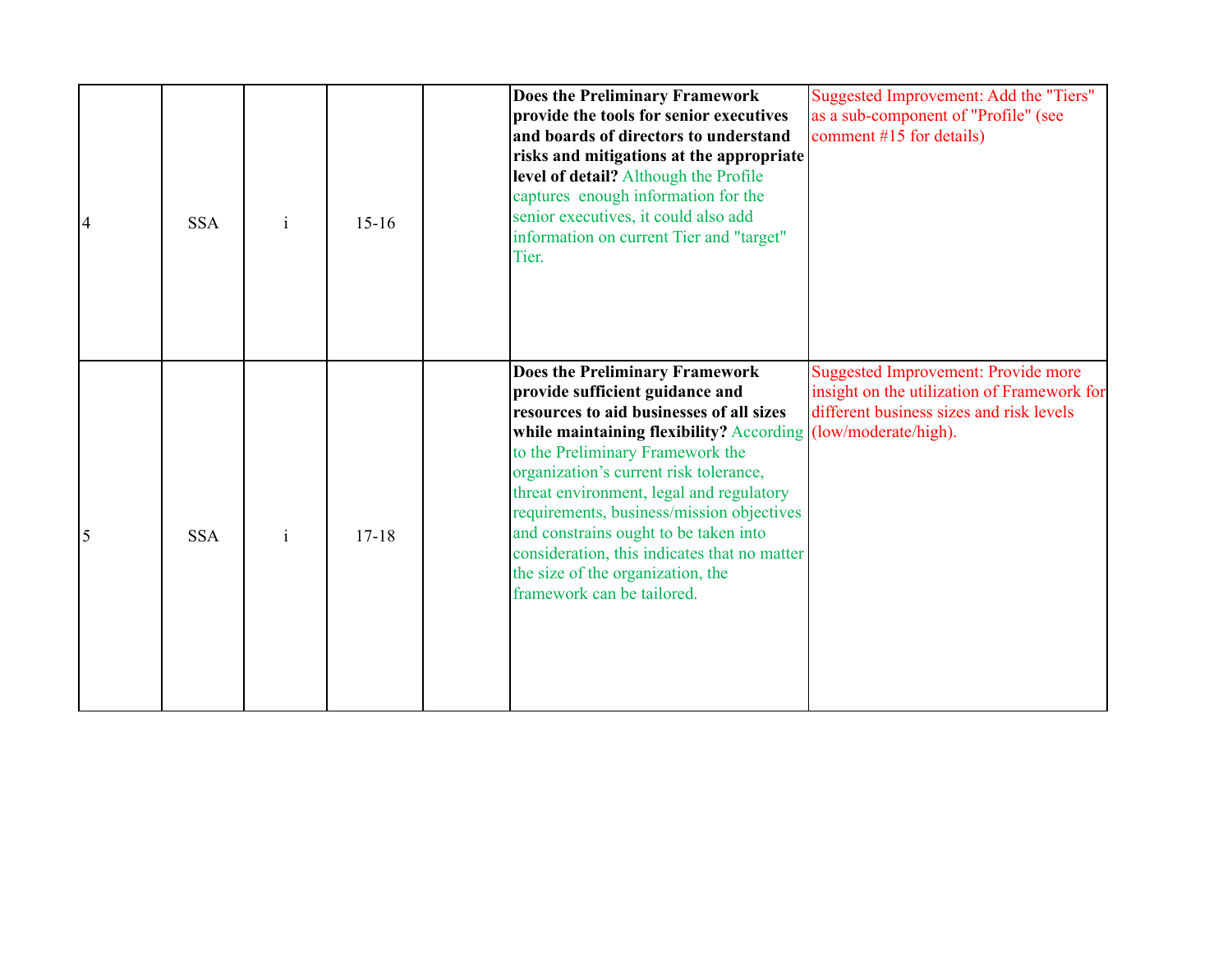| | | | | | | |
|---|---|---|---|---|---|---|
| 4 | SSA | i | 15-16 | | **Does the Preliminary Framework provide the tools for senior executives and boards of directors to understand risks and mitigations at the appropriate level of detail?** Although the Profile captures  enough information for the senior executives, it could also add information on current Tier and "target" Tier. | Suggested Improvement: Add the "Tiers" as a sub-component of "Profile" (see comment #15 for details) |
| 5 | SSA | i | 17-18 | | **Does the Preliminary Framework provide sufficient guidance and resources to aid businesses of all sizes while maintaining flexibility?** According to the Preliminary Framework the organization's current risk tolerance, threat environment, legal and regulatory requirements, business/mission objectives and constrains ought to be taken into consideration, this indicates that no matter the size of the organization, the framework can be tailored. | Suggested Improvement: Provide more insight on the utilization of Framework for different business sizes and risk levels (low/moderate/high). |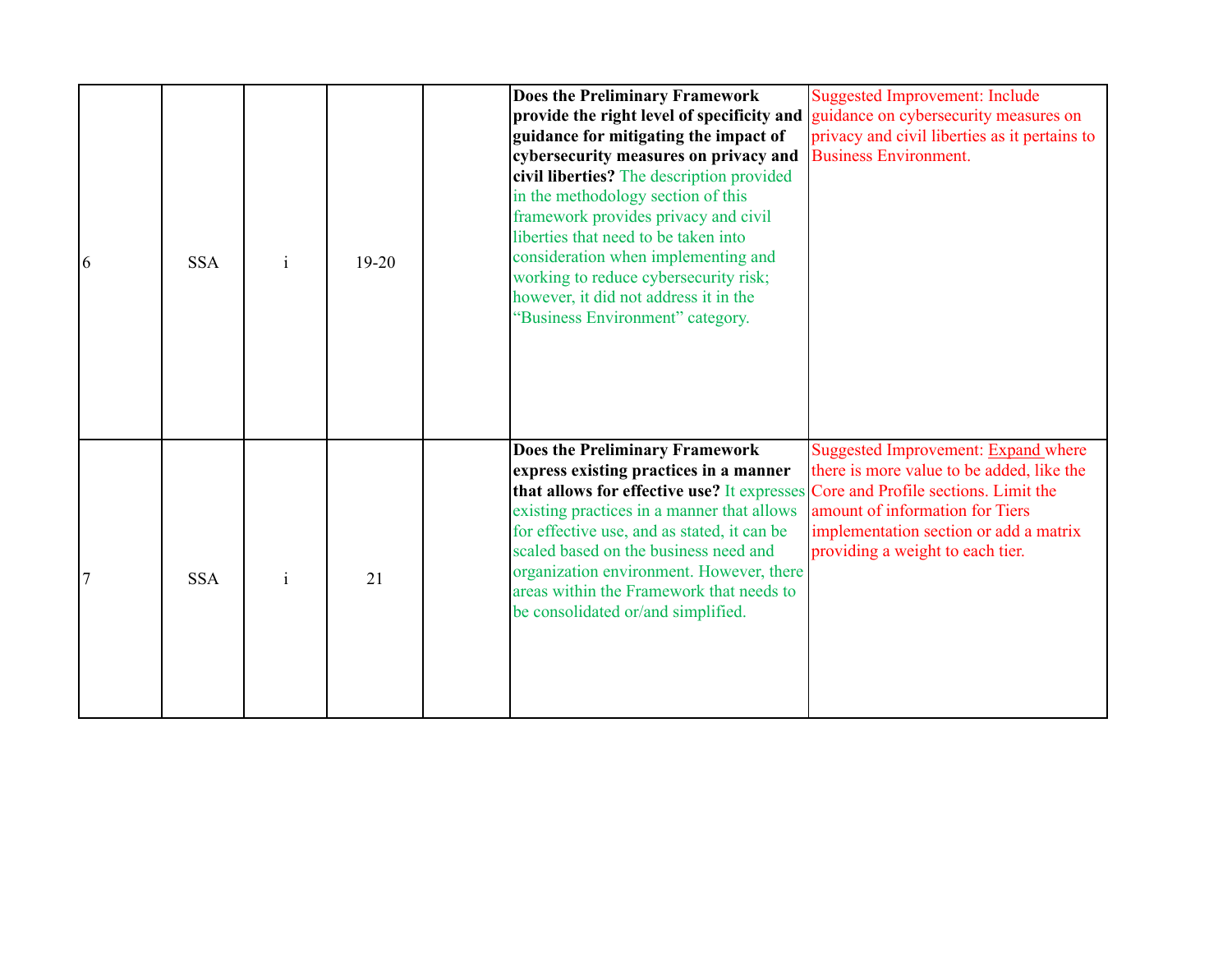| | | | | | | |
|---|---|---|---|---|---|---|
| 6 | SSA | i | 19-20 | | **Does the Preliminary Framework provide the right level of specificity and guidance for mitigating the impact of cybersecurity measures on privacy and civil liberties?** The description provided in the methodology section of this framework provides privacy and civil liberties that need to be taken into consideration when implementing and working to reduce cybersecurity risk; however, it did not address it in the "Business Environment" category. | Suggested Improvement: Include guidance on cybersecurity measures on privacy and civil liberties as it pertains to Business Environment. |
| 7 | SSA | i | 21 | | **Does the Preliminary Framework express existing practices in a manner that allows for effective use?** It expresses existing practices in a manner that allows for effective use, and as stated, it can be scaled based on the business need and organization environment. However, there areas within the Framework that needs to be consolidated or/and simplified. | Suggested Improvement: Expand where there is more value to be added, like the Core and Profile sections. Limit the amount of information for Tiers implementation section or add a matrix providing a weight to each tier. |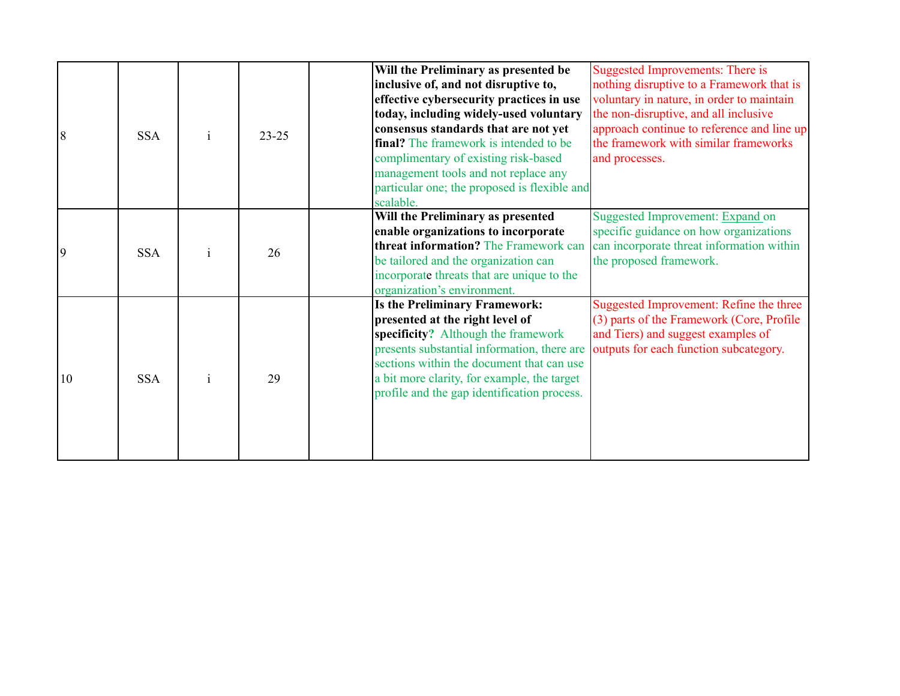|  |  |  |  |  |  |  |
|---|---|---|---|---|---|---|
| 8 | SSA | i | 23-25 |  | **Will the Preliminary as presented be inclusive of, and not disruptive to, effective cybersecurity practices in use today, including widely-used voluntary consensus standards that are not yet final?** The framework is intended to be complimentary of existing risk-based management tools and not replace any particular one; the proposed is flexible and scalable. | Suggested Improvements: There is nothing disruptive to a Framework that is voluntary in nature, in order to maintain the non-disruptive, and all inclusive approach continue to reference and line up the framework with similar frameworks and processes. |
| 9 | SSA | i | 26 |  | **Will the Preliminary as presented enable organizations to incorporate threat information?** The Framework can be tailored and the organization can incorporate threats that are unique to the organization's environment. | Suggested Improvement: Expand on specific guidance on how organizations can incorporate threat information within the proposed framework. |
| 10 | SSA | i | 29 |  | **Is the Preliminary Framework: presented at the right level of specificity?** Although the framework presents substantial information, there are sections within the document that can use a bit more clarity, for example, the target profile and the gap identification process. | Suggested Improvement: Refine the three (3) parts of the Framework (Core, Profile and Tiers) and suggest examples of outputs for each function subcategory. |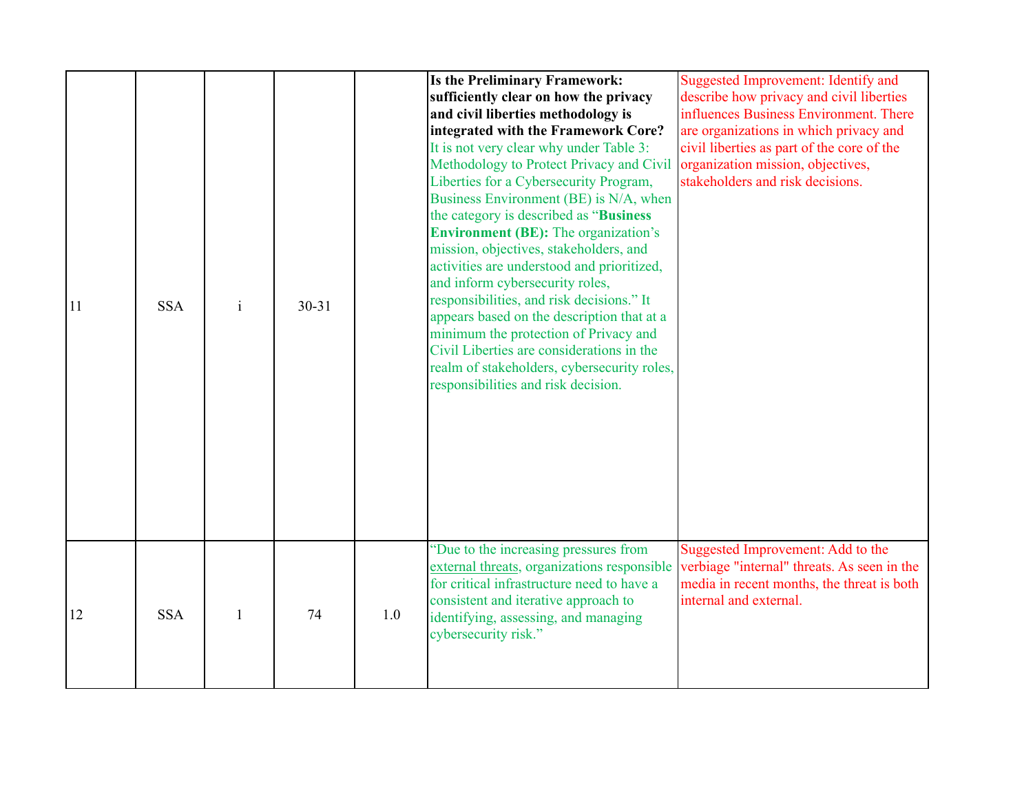| | | | | | | |
|---|---|---|---|---|---|---|
| 11 | SSA | i | 30-31 | | **Is the Preliminary Framework: sufficiently clear on how the privacy and civil liberties methodology is integrated with the Framework Core?** It is not very clear why under Table 3: Methodology to Protect Privacy and Civil Liberties for a Cybersecurity Program, Business Environment (BE) is N/A, when the category is described as "**Business Environment (BE):** The organization's mission, objectives, stakeholders, and activities are understood and prioritized, and inform cybersecurity roles, responsibilities, and risk decisions." It appears based on the description that at a minimum the protection of Privacy and Civil Liberties are considerations in the realm of stakeholders, cybersecurity roles, responsibilities and risk decision. | Suggested Improvement: Identify and describe how privacy and civil liberties influences Business Environment. There are organizations in which privacy and civil liberties as part of the core of the organization mission, objectives, stakeholders and risk decisions. |
| 12 | SSA | 1 | 74 | 1.0 | "Due to the increasing pressures from external threats, organizations responsible for critical infrastructure need to have a consistent and iterative approach to identifying, assessing, and managing cybersecurity risk." | Suggested Improvement: Add to the verbiage "internal" threats. As seen in the media in recent months, the threat is both internal and external. |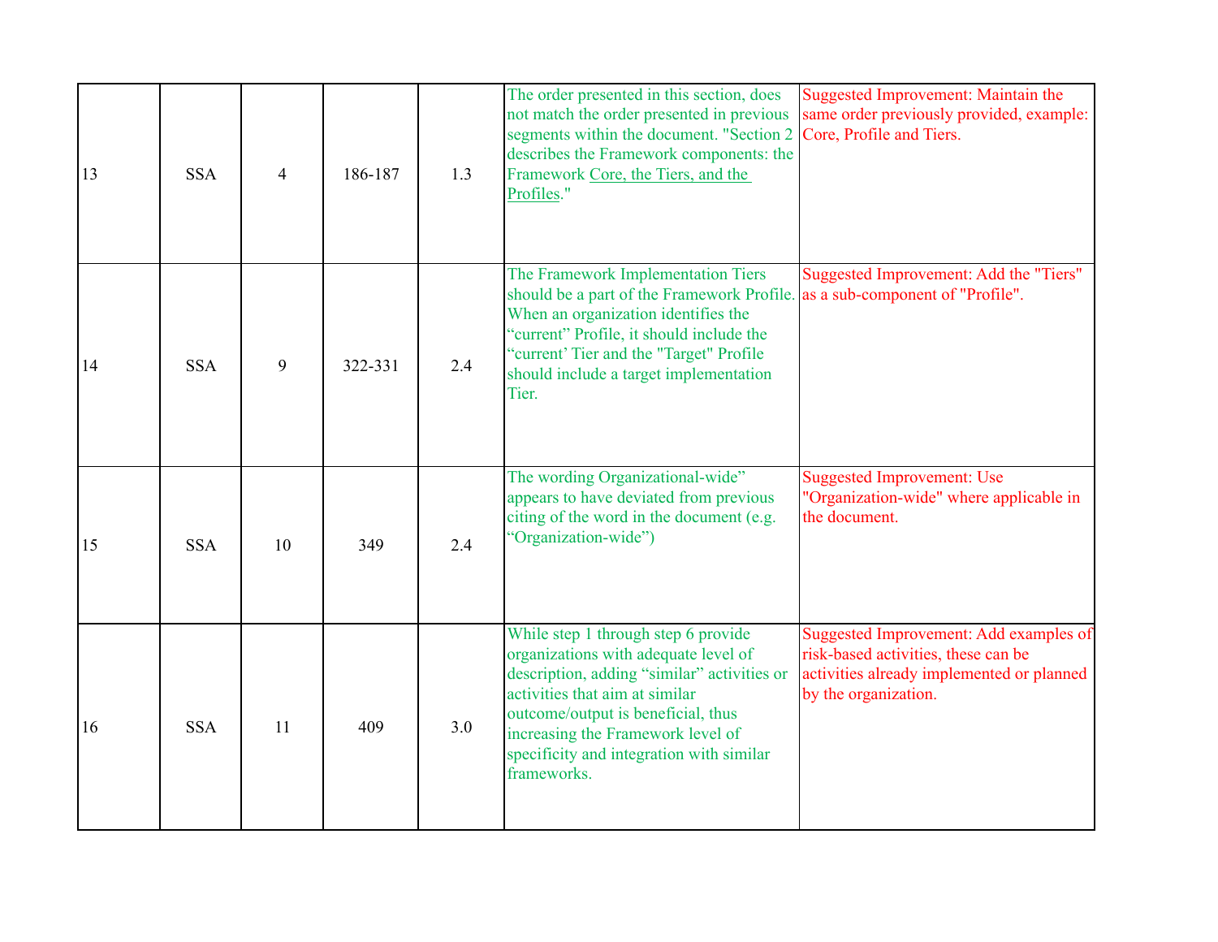| | | | | | | |
|---|---|---|---|---|---|---|
| 13 | SSA | 4 | 186-187 | 1.3 | The order presented in this section, does not match the order presented in previous segments within the document. "Section 2 describes the Framework components: the Framework Core, the Tiers, and the Profiles." | Suggested Improvement: Maintain the same order previously provided, example: Core, Profile and Tiers. |
| 14 | SSA | 9 | 322-331 | 2.4 | The Framework Implementation Tiers should be a part of the Framework Profile. When an organization identifies the "current" Profile, it should include the "current' Tier and the "Target" Profile should include a target implementation Tier. | Suggested Improvement: Add the "Tiers" as a sub-component of "Profile". |
| 15 | SSA | 10 | 349 | 2.4 | The wording Organizational-wide" appears to have deviated from previous citing of the word in the document (e.g. "Organization-wide") | Suggested Improvement: Use "Organization-wide" where applicable in the document. |
| 16 | SSA | 11 | 409 | 3.0 | While step 1 through step 6 provide organizations with adequate level of description, adding "similar" activities or activities that aim at similar outcome/output is beneficial, thus increasing the Framework level of specificity and integration with similar frameworks. | Suggested Improvement: Add examples of risk-based activities, these can be activities already implemented or planned by the organization. |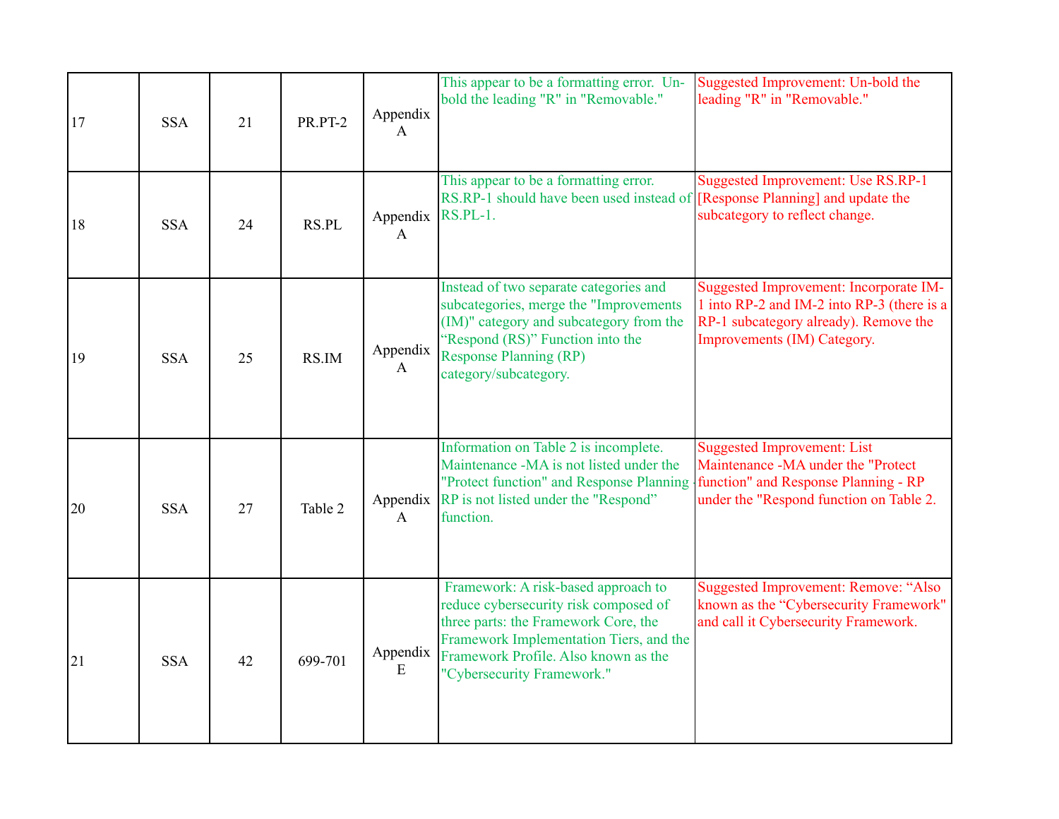| | | | | | | |
|---|---|---|---|---|---|---|
| 17 | SSA | 21 | PR.PT-2 | Appendix A | This appear to be a formatting error. Un-bold the leading "R" in "Removable." | Suggested Improvement: Un-bold the leading "R" in "Removable." |
| 18 | SSA | 24 | RS.PL | Appendix A | This appear to be a formatting error. RS.RP-1 should have been used instead of RS.PL-1. | Suggested Improvement: Use RS.RP-1 [Response Planning] and update the subcategory to reflect change. |
| 19 | SSA | 25 | RS.IM | Appendix A | Instead of two separate categories and subcategories, merge the "Improvements (IM)" category and subcategory from the "Respond (RS)" Function into the Response Planning (RP) category/subcategory. | Suggested Improvement: Incorporate IM-1 into RP-2 and IM-2 into RP-3 (there is a RP-1 subcategory already). Remove the Improvements (IM) Category. |
| 20 | SSA | 27 | Table 2 | Appendix A | Information on Table 2 is incomplete. Maintenance -MA is not listed under the "Protect function" and Response Planning - RP is not listed under the "Respond" function. | Suggested Improvement: List Maintenance -MA under the "Protect function" and Response Planning - RP under the "Respond function on Table 2. |
| 21 | SSA | 42 | 699-701 | Appendix E | Framework: A risk-based approach to reduce cybersecurity risk composed of three parts: the Framework Core, the Framework Implementation Tiers, and the Framework Profile. Also known as the "Cybersecurity Framework." | Suggested Improvement: Remove: "Also known as the "Cybersecurity Framework" and call it Cybersecurity Framework. |